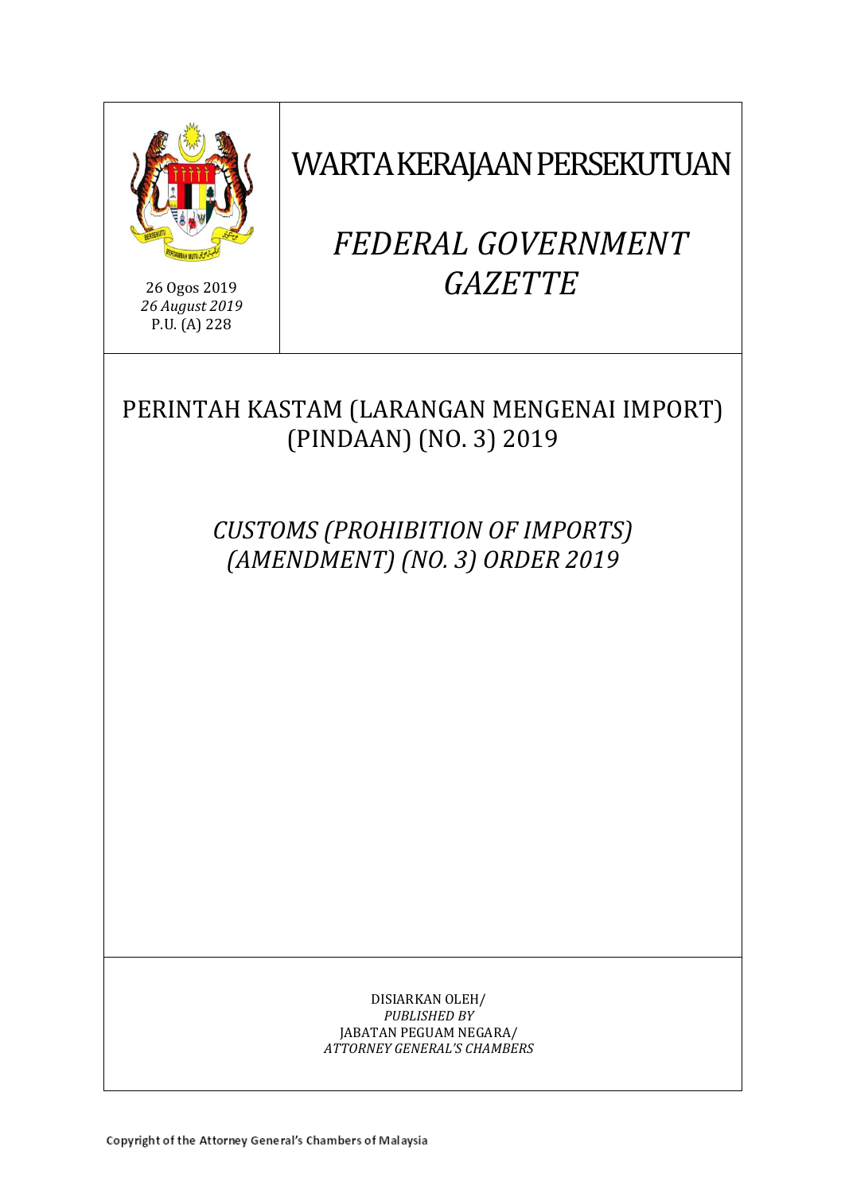26 Ogos 2019
*26 August 2019*
P.U. (A) 228

# WARTA KERAJAAN PERSEKUTUAN

# *FEDERAL GOVERNMENT GAZETTE*

## PERINTAH KASTAM (LARANGAN MENGENAI IMPORT) (PINDAAN) (NO. 3) 2019

## *CUSTOMS (PROHIBITION OF IMPORTS) (AMENDMENT) (NO. 3) ORDER 2019*

DISIARKAN OLEH/
*PUBLISHED BY*
JABATAN PEGUAM NEGARA/
*ATTORNEY GENERAL'S CHAMBERS*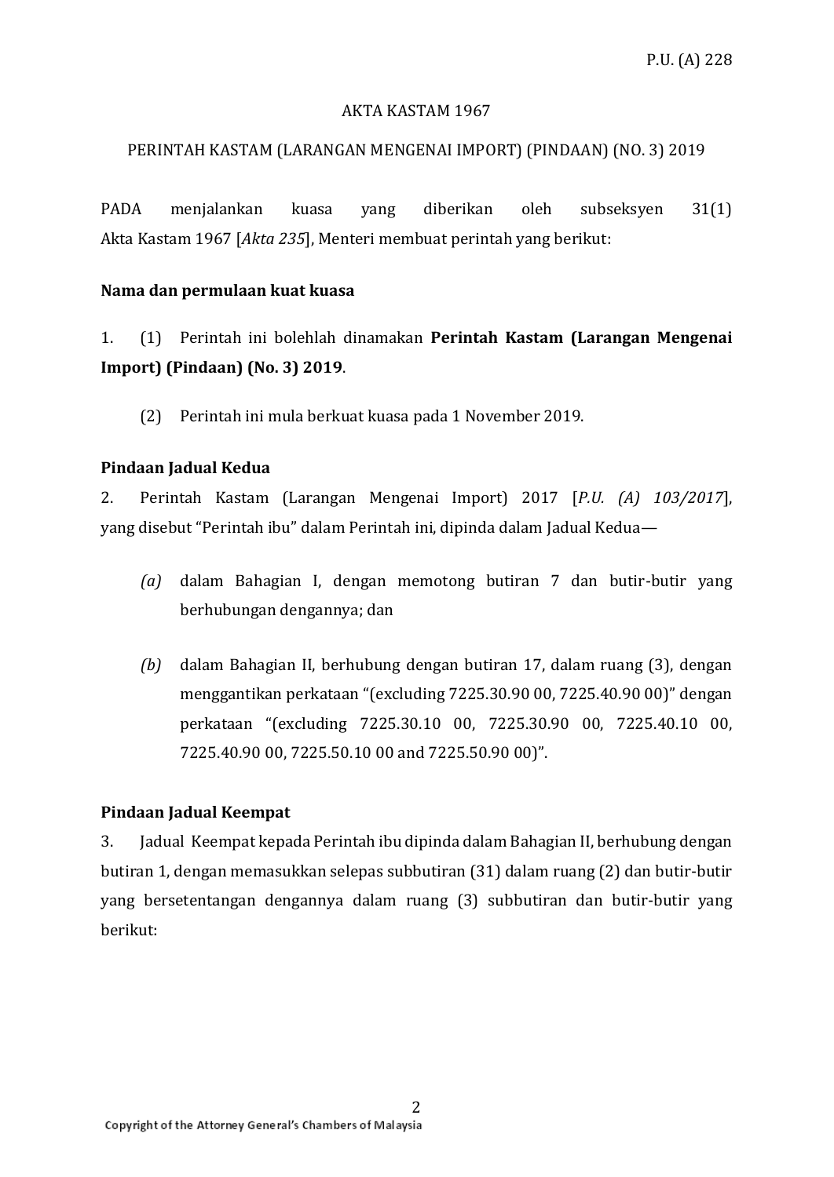P.U. (A) 228

AKTA KASTAM 1967

PERINTAH KASTAM (LARANGAN MENGENAI IMPORT) (PINDAAN) (NO. 3) 2019

PADA menjalankan kuasa yang diberikan oleh subseksyen 31(1) Akta Kastam 1967 [*Akta 235*], Menteri membuat perintah yang berikut:

**Nama dan permulaan kuat kuasa**

1. (1) Perintah ini bolehlah dinamakan **Perintah Kastam (Larangan Mengenai Import) (Pindaan) (No. 3) 2019**.

(2) Perintah ini mula berkuat kuasa pada 1 November 2019.

**Pindaan Jadual Kedua**

2. Perintah Kastam (Larangan Mengenai Import) 2017 [*P.U. (A) 103/2017*], yang disebut "Perintah ibu" dalam Perintah ini, dipinda dalam Jadual Kedua—

*(a)* dalam Bahagian I, dengan memotong butiran 7 dan butir-butir yang berhubungan dengannya; dan

*(b)* dalam Bahagian II, berhubung dengan butiran 17, dalam ruang (3), dengan menggantikan perkataan "(excluding 7225.30.90 00, 7225.40.90 00)" dengan perkataan "(excluding 7225.30.10 00, 7225.30.90 00, 7225.40.10 00, 7225.40.90 00, 7225.50.10 00 and 7225.50.90 00)".

**Pindaan Jadual Keempat**

3. Jadual Keempat kepada Perintah ibu dipinda dalam Bahagian II, berhubung dengan butiran 1, dengan memasukkan selepas subbutiran (31) dalam ruang (2) dan butir-butir yang bersetentangan dengannya dalam ruang (3) subbutiran dan butir-butir yang berikut: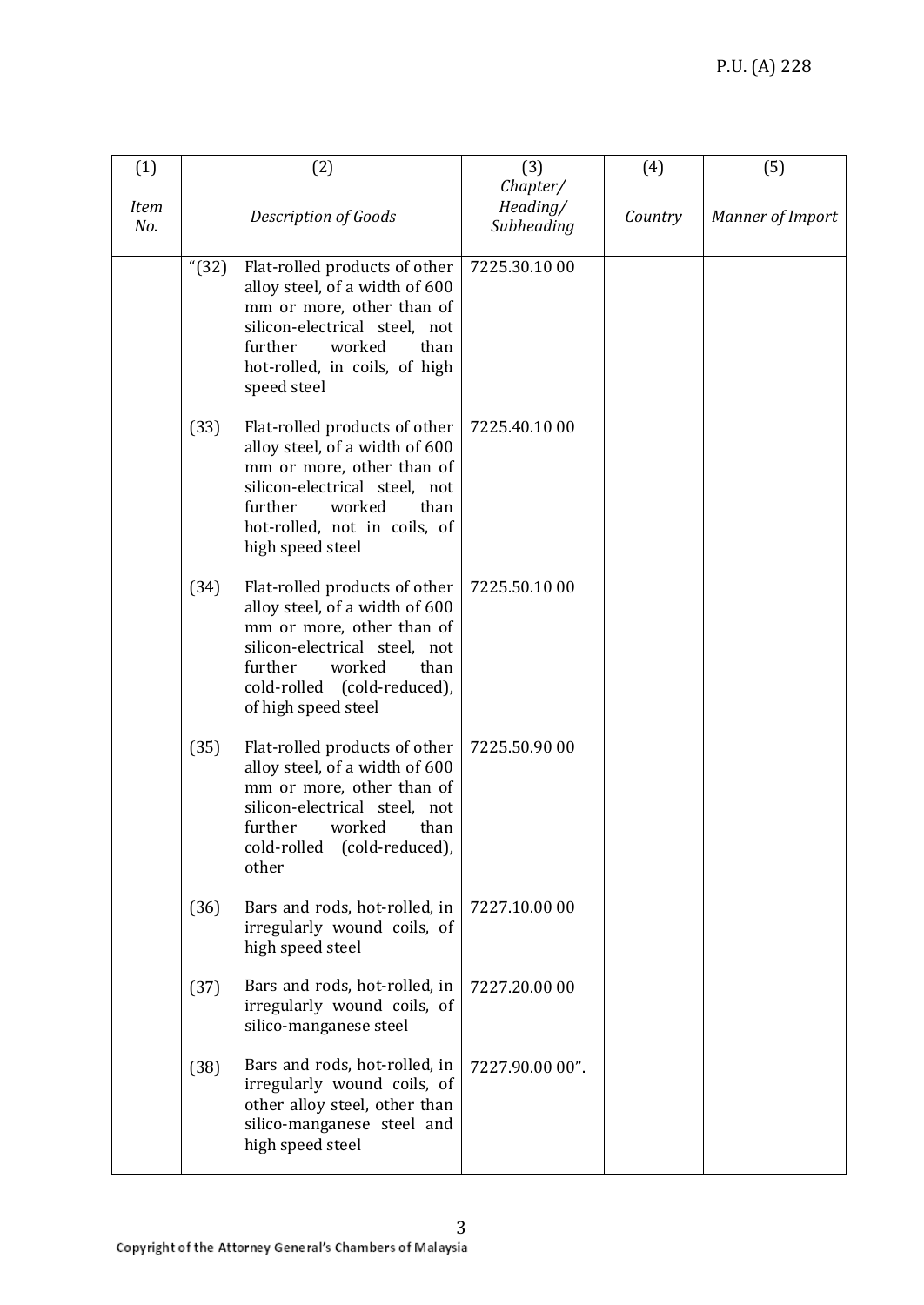| (1) *Item No.* | (2) *Description of Goods* | (3) *Chapter/ Heading/ Subheading* | (4) *Country* | (5) *Manner of Import* |
|---|---|---|---|---|
| | "(32) Flat-rolled products of other alloy steel, of a width of 600 mm or more, other than of silicon-electrical steel, not further worked than hot-rolled, in coils, of high speed steel | 7225.30.10 00 | | |
| | (33) Flat-rolled products of other alloy steel, of a width of 600 mm or more, other than of silicon-electrical steel, not further worked than hot-rolled, not in coils, of high speed steel | 7225.40.10 00 | | |
| | (34) Flat-rolled products of other alloy steel, of a width of 600 mm or more, other than of silicon-electrical steel, not further worked than cold-rolled (cold-reduced), of high speed steel | 7225.50.10 00 | | |
| | (35) Flat-rolled products of other alloy steel, of a width of 600 mm or more, other than of silicon-electrical steel, not further worked than cold-rolled (cold-reduced), other | 7225.50.90 00 | | |
| | (36) Bars and rods, hot-rolled, in irregularly wound coils, of high speed steel | 7227.10.00 00 | | |
| | (37) Bars and rods, hot-rolled, in irregularly wound coils, of silico-manganese steel | 7227.20.00 00 | | |
| | (38) Bars and rods, hot-rolled, in irregularly wound coils, of other alloy steel, other than silico-manganese steel and high speed steel | 7227.90.00 00". | | |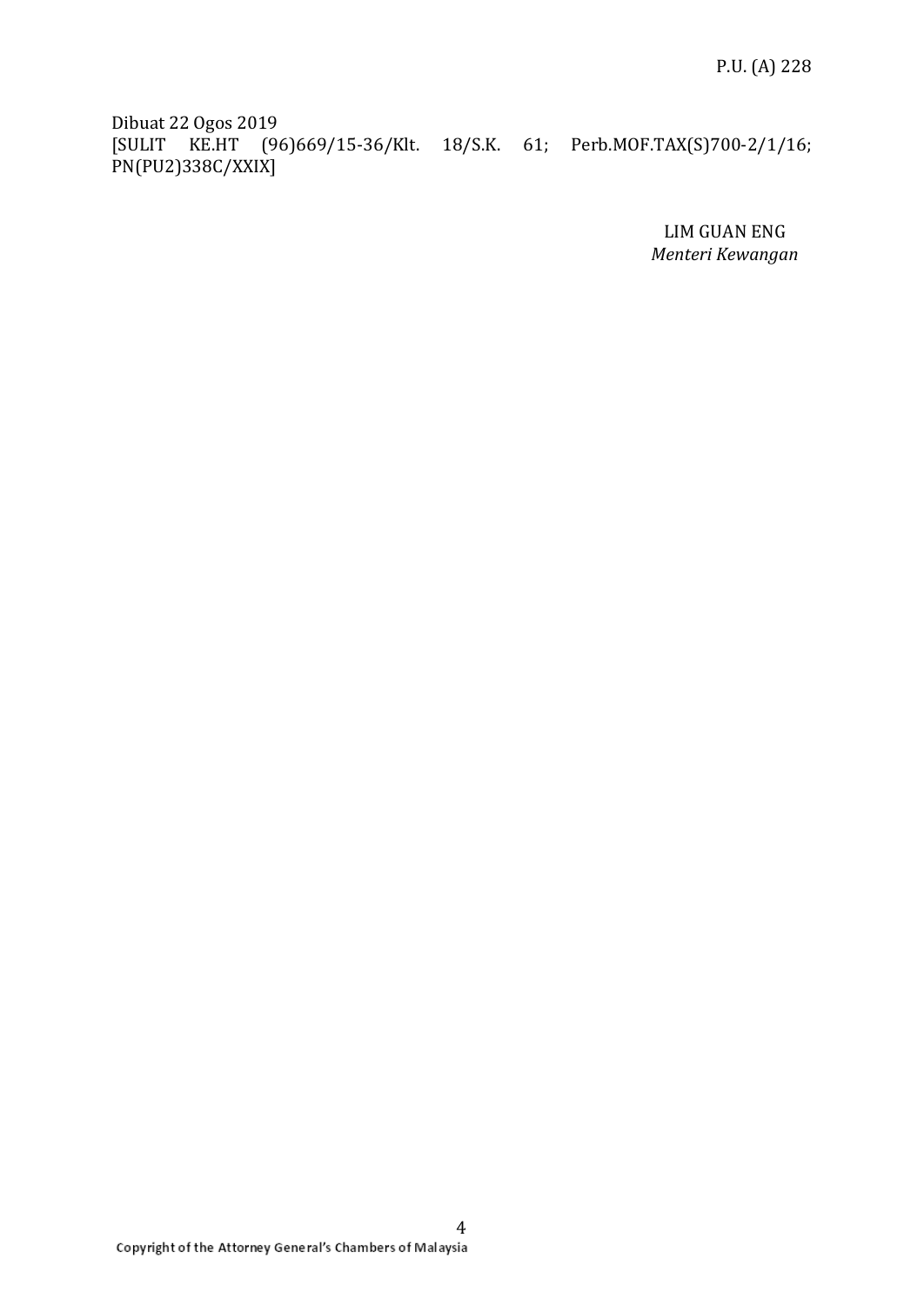Dibuat 22 Ogos 2019
[SULIT KE.HT (96)669/15-36/Klt. 18/S.K. 61; Perb.MOF.TAX(S)700-2/1/16; PN(PU2)338C/XXIX]

LIM GUAN ENG
*Menteri Kewangan*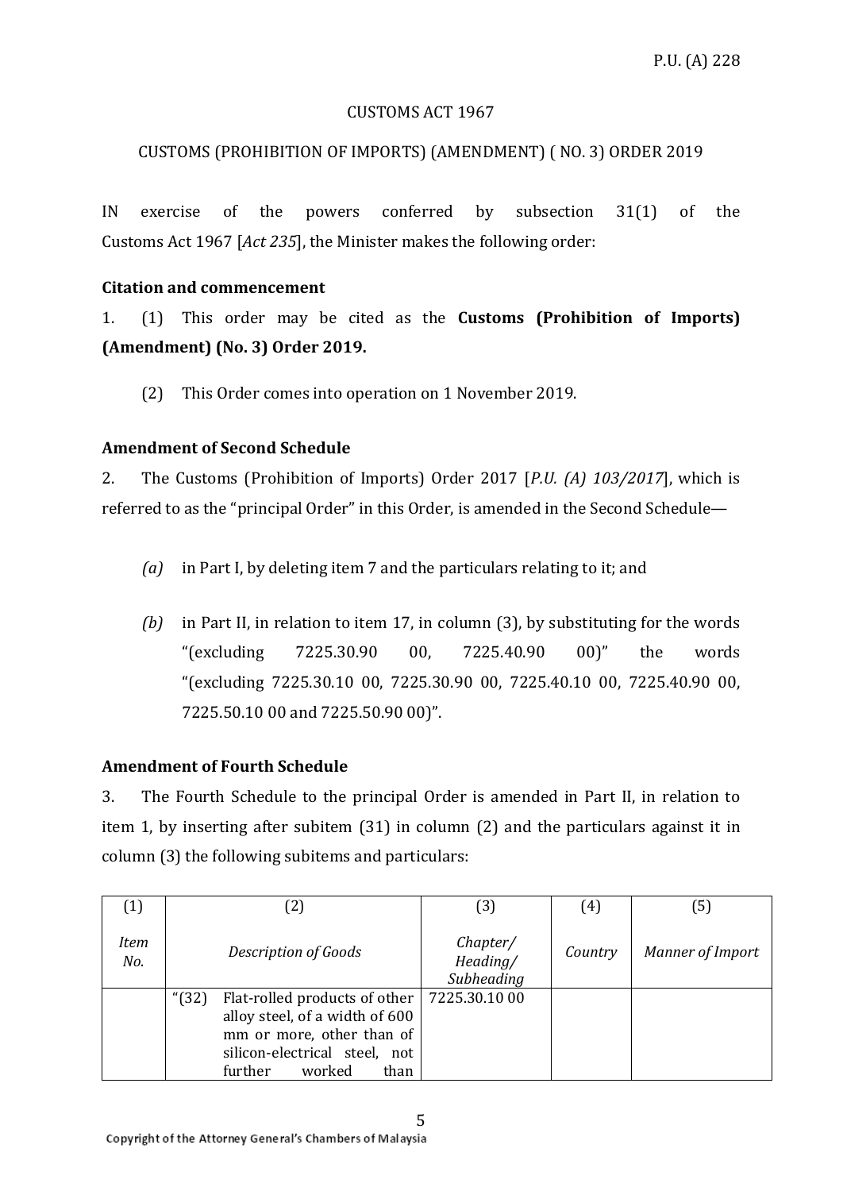P.U. (A) 228

CUSTOMS ACT 1967

CUSTOMS (PROHIBITION OF IMPORTS) (AMENDMENT) ( NO. 3) ORDER 2019

IN exercise of the powers conferred by subsection 31(1) of the Customs Act 1967 [*Act 235*], the Minister makes the following order:

**Citation and commencement**

1. (1) This order may be cited as the **Customs (Prohibition of Imports) (Amendment) (No. 3) Order 2019.**

(2) This Order comes into operation on 1 November 2019.

**Amendment of Second Schedule**

2. The Customs (Prohibition of Imports) Order 2017 [*P.U. (A) 103/2017*], which is referred to as the "principal Order" in this Order, is amended in the Second Schedule—

*(a)* in Part I, by deleting item 7 and the particulars relating to it; and

*(b)* in Part II, in relation to item 17, in column (3), by substituting for the words "(excluding 7225.30.90 00, 7225.40.90 00)" the words "(excluding 7225.30.10 00, 7225.30.90 00, 7225.40.10 00, 7225.40.90 00, 7225.50.10 00 and 7225.50.90 00)".

**Amendment of Fourth Schedule**

3. The Fourth Schedule to the principal Order is amended in Part II, in relation to item 1, by inserting after subitem (31) in column (2) and the particulars against it in column (3) the following subitems and particulars:

| (1) | (2) | (3) | (4) | (5) |
|---|---|---|---|---|
| *Item No.* | *Description of Goods* | *Chapter/ Heading/ Subheading* | *Country* | *Manner of Import* |
| | "(32) Flat-rolled products of other alloy steel, of a width of 600 mm or more, other than of silicon-electrical steel, not further worked than | 7225.30.10 00 | | |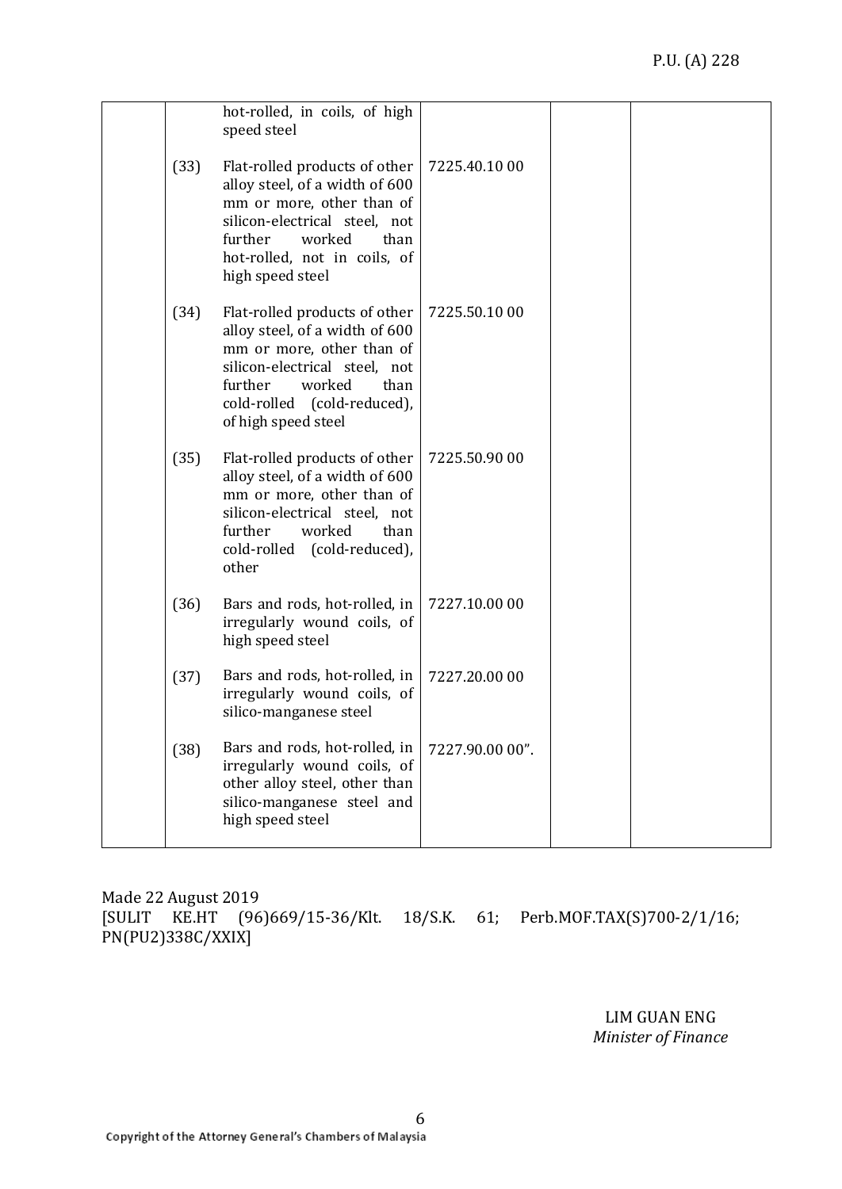| | | | | |
|---|---|---|---|---|
| | hot-rolled, in coils, of high speed steel | | | |
| (33) | Flat-rolled products of other alloy steel, of a width of 600 mm or more, other than of silicon-electrical steel, not further worked than hot-rolled, not in coils, of high speed steel | 7225.40.10 00 | | |
| (34) | Flat-rolled products of other alloy steel, of a width of 600 mm or more, other than of silicon-electrical steel, not further worked than cold-rolled (cold-reduced), of high speed steel | 7225.50.10 00 | | |
| (35) | Flat-rolled products of other alloy steel, of a width of 600 mm or more, other than of silicon-electrical steel, not further worked than cold-rolled (cold-reduced), other | 7225.50.90 00 | | |
| (36) | Bars and rods, hot-rolled, in irregularly wound coils, of high speed steel | 7227.10.00 00 | | |
| (37) | Bars and rods, hot-rolled, in irregularly wound coils, of silico-manganese steel | 7227.20.00 00 | | |
| (38) | Bars and rods, hot-rolled, in irregularly wound coils, of other alloy steel, other than silico-manganese steel and high speed steel | 7227.90.00 00". | | |

Made 22 August 2019
[SULIT KE.HT (96)669/15-36/Klt. 18/S.K. 61; Perb.MOF.TAX(S)700-2/1/16; PN(PU2)338C/XXIX]

LIM GUAN ENG
*Minister of Finance*